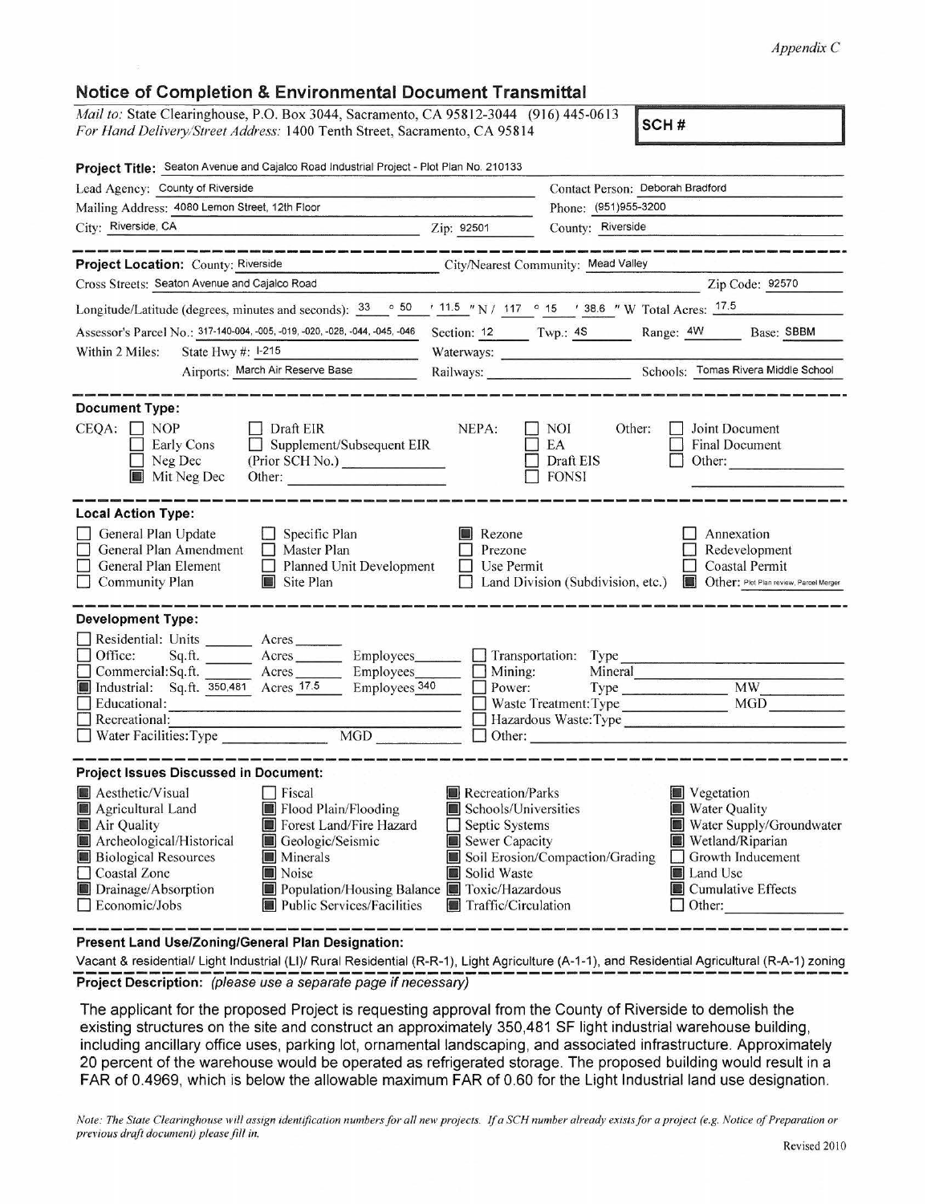*Appendix C*

## Notice of Completion & Environmental Document Transmittal

*Mail to:* State Clearinghouse, P.O. Box 3044, Sacramento, CA 95812-3044 (916) 445-0613
*For Hand Delivery/Street Address:* 1400 Tenth Street, Sacramento, CA 95814

**SCH #**

**Project Title:** Seaton Avenue and Cajalco Road Industrial Project - Plot Plan No. 210133

Lead Agency: County of Riverside
Contact Person: Deborah Bradford
Mailing Address: 4080 Lemon Street, 12th Floor
Phone: (951)955-3200
City: Riverside, CA
Zip: 92501
County: Riverside

---

**Project Location:** County: Riverside
City/Nearest Community: Mead Valley
Cross Streets: Seaton Avenue and Cajalco Road
Zip Code: 92570

Longitude/Latitude (degrees, minutes and seconds): 33 ° 50 ′ 11.5 ″ N / 117 ° 15 ′ 38.6 ″ W Total Acres: 17.5

Assessor's Parcel No.: 317-140-004, -005, -019, -020, -028, -044, -045, -046
Section: 12 Twp.: 4S Range: 4W Base: SBBM

Within 2 Miles: State Hwy #: I-215
Waterways:
Airports: March Air Reserve Base
Railways:
Schools: Tomas Rivera Middle School

---

**Document Type:**

CEQA:
- ☐ NOP
- ☐ Early Cons
- ☐ Neg Dec
- ■ Mit Neg Dec
- ☐ Draft EIR
- ☐ Supplement/Subsequent EIR (Prior SCH No.)
- Other:

NEPA:
- ☐ NOI
- ☐ EA
- ☐ Draft EIS
- ☐ FONSI

Other:
- ☐ Joint Document
- ☐ Final Document
- ☐ Other:

---

**Local Action Type:**

- ☐ General Plan Update
- ☐ General Plan Amendment
- ☐ General Plan Element
- ☐ Community Plan
- ☐ Specific Plan
- ☐ Master Plan
- ☐ Planned Unit Development
- ■ Site Plan
- ■ Rezone
- ☐ Prezone
- ☐ Use Permit
- ☐ Land Division (Subdivision, etc.)
- ☐ Annexation
- ☐ Redevelopment
- ☐ Coastal Permit
- ■ Other: Plot Plan review, Parcel Merger

---

**Development Type:**

- ☐ Residential: Units ___ Acres ___
- ☐ Office: Sq.ft. ___ Acres ___ Employees ___
- ☐ Commercial: Sq.ft. ___ Acres ___ Employees ___
- ■ Industrial: Sq.ft. 350,481 Acres 17.5 Employees 340
- ☐ Educational:
- ☐ Recreational:
- ☐ Water Facilities: Type ___ MGD ___
- ☐ Transportation: Type
- ☐ Mining: Mineral
- ☐ Power: Type ___ MW ___
- ☐ Waste Treatment: Type ___ MGD ___
- ☐ Hazardous Waste: Type
- ☐ Other:

---

**Project Issues Discussed in Document:**

- ■ Aesthetic/Visual
- ■ Agricultural Land
- ■ Air Quality
- ■ Archeological/Historical
- ■ Biological Resources
- ☐ Coastal Zone
- ■ Drainage/Absorption
- ☐ Economic/Jobs
- ☐ Fiscal
- ■ Flood Plain/Flooding
- ■ Forest Land/Fire Hazard
- ■ Geologic/Seismic
- ■ Minerals
- ■ Noise
- ■ Population/Housing Balance
- ■ Public Services/Facilities
- ■ Recreation/Parks
- ■ Schools/Universities
- ☐ Septic Systems
- ■ Sewer Capacity
- ■ Soil Erosion/Compaction/Grading
- ■ Solid Waste
- ■ Toxic/Hazardous
- ■ Traffic/Circulation
- ■ Vegetation
- ■ Water Quality
- ■ Water Supply/Groundwater
- ■ Wetland/Riparian
- ☐ Growth Inducement
- ■ Land Use
- ■ Cumulative Effects
- ☐ Other:

---

**Present Land Use/Zoning/General Plan Designation:**

Vacant & residential/ Light Industrial (LI)/ Rural Residential (R-R-1), Light Agriculture (A-1-1), and Residential Agricultural (R-A-1) zoning

**Project Description:** *(please use a separate page if necessary)*

The applicant for the proposed Project is requesting approval from the County of Riverside to demolish the existing structures on the site and construct an approximately 350,481 SF light industrial warehouse building, including ancillary office uses, parking lot, ornamental landscaping, and associated infrastructure. Approximately 20 percent of the warehouse would be operated as refrigerated storage. The proposed building would result in a FAR of 0.4969, which is below the allowable maximum FAR of 0.60 for the Light Industrial land use designation.

*Note: The State Clearinghouse will assign identification numbers for all new projects. If a SCH number already exists for a project (e.g. Notice of Preparation or previous draft document) please fill in.*

Revised 2010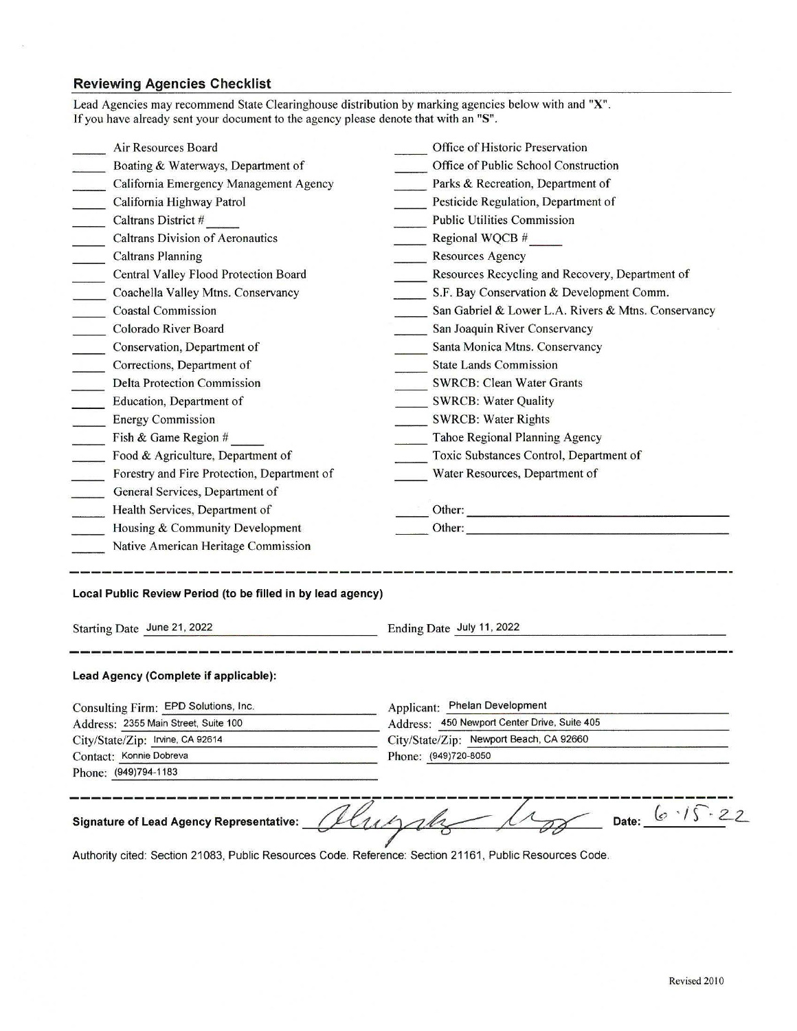## Reviewing Agencies Checklist

Lead Agencies may recommend State Clearinghouse distribution by marking agencies below with and "X".
If you have already sent your document to the agency please denote that with an "S".

- _____ Air Resources Board
- _____ Boating & Waterways, Department of
- _____ California Emergency Management Agency
- _____ California Highway Patrol
- _____ Caltrans District # _____
- _____ Caltrans Division of Aeronautics
- _____ Caltrans Planning
- _____ Central Valley Flood Protection Board
- _____ Coachella Valley Mtns. Conservancy
- _____ Coastal Commission
- _____ Colorado River Board
- _____ Conservation, Department of
- _____ Corrections, Department of
- _____ Delta Protection Commission
- _____ Education, Department of
- _____ Energy Commission
- _____ Fish & Game Region # _____
- _____ Food & Agriculture, Department of
- _____ Forestry and Fire Protection, Department of
- _____ General Services, Department of
- _____ Health Services, Department of
- _____ Housing & Community Development
- _____ Native American Heritage Commission
- _____ Office of Historic Preservation
- _____ Office of Public School Construction
- _____ Parks & Recreation, Department of
- _____ Pesticide Regulation, Department of
- _____ Public Utilities Commission
- _____ Regional WQCB # _____
- _____ Resources Agency
- _____ Resources Recycling and Recovery, Department of
- _____ S.F. Bay Conservation & Development Comm.
- _____ San Gabriel & Lower L.A. Rivers & Mtns. Conservancy
- _____ San Joaquin River Conservancy
- _____ Santa Monica Mtns. Conservancy
- _____ State Lands Commission
- _____ SWRCB: Clean Water Grants
- _____ SWRCB: Water Quality
- _____ SWRCB: Water Rights
- _____ Tahoe Regional Planning Agency
- _____ Toxic Substances Control, Department of
- _____ Water Resources, Department of
- _____ Other: _______________
- _____ Other: _______________

---

**Local Public Review Period (to be filled in by lead agency)**

Starting Date June 21, 2022 Ending Date July 11, 2022

---

**Lead Agency (Complete if applicable):**

Consulting Firm: EPD Solutions, Inc.
Address: 2355 Main Street, Suite 100
City/State/Zip: Irvine, CA 92614
Contact: Konnie Dobreva
Phone: (949)794-1183

Applicant: Phelan Development
Address: 450 Newport Center Drive, Suite 405
City/State/Zip: Newport Beach, CA 92660
Phone: (949)720-8050

---

**Signature of Lead Agency Representative:** [signature] **Date:** 6·15·22

Authority cited: Section 21083, Public Resources Code. Reference: Section 21161, Public Resources Code.

Revised 2010